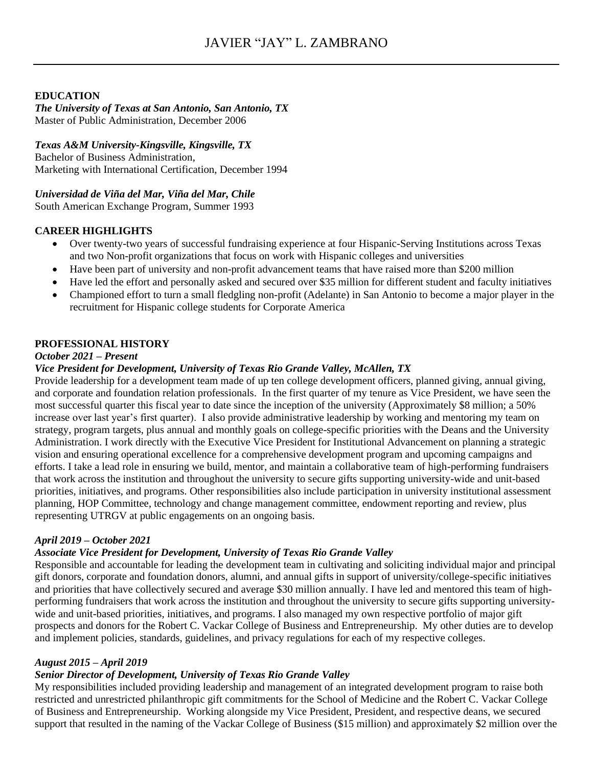# JAVIER "JAY" L. ZAMBRANO

## EDUCATION

***The University of Texas at San Antonio, San Antonio, TX***
Master of Public Administration, December 2006

***Texas A&M University-Kingsville, Kingsville, TX***
Bachelor of Business Administration,
Marketing with International Certification, December 1994

***Universidad de Viña del Mar, Viña del Mar, Chile***
South American Exchange Program, Summer 1993

## CAREER HIGHLIGHTS

- Over twenty-two years of successful fundraising experience at four Hispanic-Serving Institutions across Texas and two Non-profit organizations that focus on work with Hispanic colleges and universities
- Have been part of university and non-profit advancement teams that have raised more than $200 million
- Have led the effort and personally asked and secured over $35 million for different student and faculty initiatives
- Championed effort to turn a small fledgling non-profit (Adelante) in San Antonio to become a major player in the recruitment for Hispanic college students for Corporate America

## PROFESSIONAL HISTORY

***October 2021 – Present***
***Vice President for Development, University of Texas Rio Grande Valley, McAllen, TX***

Provide leadership for a development team made of up ten college development officers, planned giving, annual giving, and corporate and foundation relation professionals. In the first quarter of my tenure as Vice President, we have seen the most successful quarter this fiscal year to date since the inception of the university (Approximately $8 million; a 50% increase over last year's first quarter). I also provide administrative leadership by working and mentoring my team on strategy, program targets, plus annual and monthly goals on college-specific priorities with the Deans and the University Administration. I work directly with the Executive Vice President for Institutional Advancement on planning a strategic vision and ensuring operational excellence for a comprehensive development program and upcoming campaigns and efforts. I take a lead role in ensuring we build, mentor, and maintain a collaborative team of high-performing fundraisers that work across the institution and throughout the university to secure gifts supporting university-wide and unit-based priorities, initiatives, and programs. Other responsibilities also include participation in university institutional assessment planning, HOP Committee, technology and change management committee, endowment reporting and review, plus representing UTRGV at public engagements on an ongoing basis.

***April 2019 – October 2021***
***Associate Vice President for Development, University of Texas Rio Grande Valley***

Responsible and accountable for leading the development team in cultivating and soliciting individual major and principal gift donors, corporate and foundation donors, alumni, and annual gifts in support of university/college-specific initiatives and priorities that have collectively secured and average $30 million annually. I have led and mentored this team of high-performing fundraisers that work across the institution and throughout the university to secure gifts supporting university-wide and unit-based priorities, initiatives, and programs. I also managed my own respective portfolio of major gift prospects and donors for the Robert C. Vackar College of Business and Entrepreneurship. My other duties are to develop and implement policies, standards, guidelines, and privacy regulations for each of my respective colleges.

***August 2015 – April 2019***
***Senior Director of Development, University of Texas Rio Grande Valley***

My responsibilities included providing leadership and management of an integrated development program to raise both restricted and unrestricted philanthropic gift commitments for the School of Medicine and the Robert C. Vackar College of Business and Entrepreneurship. Working alongside my Vice President, President, and respective deans, we secured support that resulted in the naming of the Vackar College of Business ($15 million) and approximately $2 million over the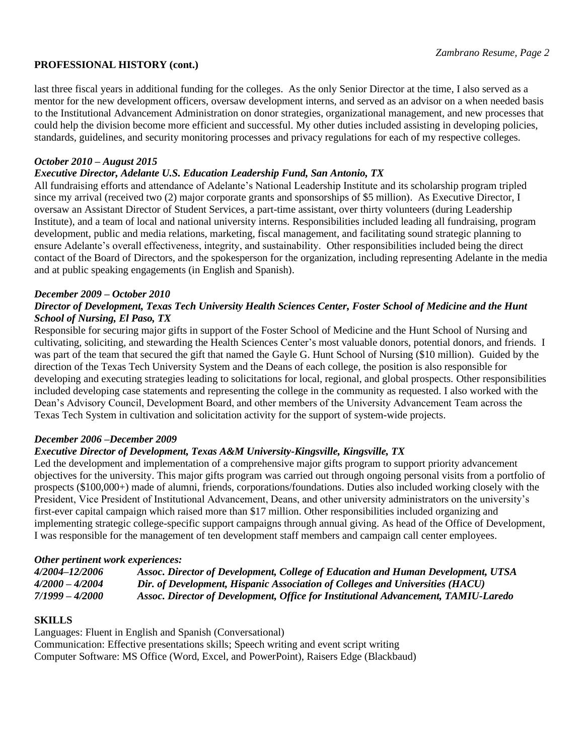## PROFESSIONAL HISTORY (cont.)

last three fiscal years in additional funding for the colleges. As the only Senior Director at the time, I also served as a mentor for the new development officers, oversaw development interns, and served as an advisor on a when needed basis to the Institutional Advancement Administration on donor strategies, organizational management, and new processes that could help the division become more efficient and successful. My other duties included assisting in developing policies, standards, guidelines, and security monitoring processes and privacy regulations for each of my respective colleges.

***October 2010 – August 2015***
***Executive Director, Adelante U.S. Education Leadership Fund, San Antonio, TX***
All fundraising efforts and attendance of Adelante's National Leadership Institute and its scholarship program tripled since my arrival (received two (2) major corporate grants and sponsorships of $5 million). As Executive Director, I oversaw an Assistant Director of Student Services, a part-time assistant, over thirty volunteers (during Leadership Institute), and a team of local and national university interns. Responsibilities included leading all fundraising, program development, public and media relations, marketing, fiscal management, and facilitating sound strategic planning to ensure Adelante's overall effectiveness, integrity, and sustainability. Other responsibilities included being the direct contact of the Board of Directors, and the spokesperson for the organization, including representing Adelante in the media and at public speaking engagements (in English and Spanish).

***December 2009 – October 2010***
***Director of Development, Texas Tech University Health Sciences Center, Foster School of Medicine and the Hunt School of Nursing, El Paso, TX***
Responsible for securing major gifts in support of the Foster School of Medicine and the Hunt School of Nursing and cultivating, soliciting, and stewarding the Health Sciences Center's most valuable donors, potential donors, and friends. I was part of the team that secured the gift that named the Gayle G. Hunt School of Nursing ($10 million). Guided by the direction of the Texas Tech University System and the Deans of each college, the position is also responsible for developing and executing strategies leading to solicitations for local, regional, and global prospects. Other responsibilities included developing case statements and representing the college in the community as requested. I also worked with the Dean's Advisory Council, Development Board, and other members of the University Advancement Team across the Texas Tech System in cultivation and solicitation activity for the support of system-wide projects.

***December 2006 –December 2009***
***Executive Director of Development, Texas A&M University-Kingsville, Kingsville, TX***
Led the development and implementation of a comprehensive major gifts program to support priority advancement objectives for the university. This major gifts program was carried out through ongoing personal visits from a portfolio of prospects ($100,000+) made of alumni, friends, corporations/foundations. Duties also included working closely with the President, Vice President of Institutional Advancement, Deans, and other university administrators on the university's first-ever capital campaign which raised more than $17 million. Other responsibilities included organizing and implementing strategic college-specific support campaigns through annual giving. As head of the Office of Development, I was responsible for the management of ten development staff members and campaign call center employees.

***Other pertinent work experiences:***

***4/2004–12/2006*** ***Assoc. Director of Development, College of Education and Human Development, UTSA***
***4/2000 – 4/2004*** ***Dir. of Development, Hispanic Association of Colleges and Universities (HACU)***
***7/1999 – 4/2000*** ***Assoc. Director of Development, Office for Institutional Advancement, TAMIU-Laredo***

## SKILLS

Languages: Fluent in English and Spanish (Conversational)
Communication: Effective presentations skills; Speech writing and event script writing
Computer Software: MS Office (Word, Excel, and PowerPoint), Raisers Edge (Blackbaud)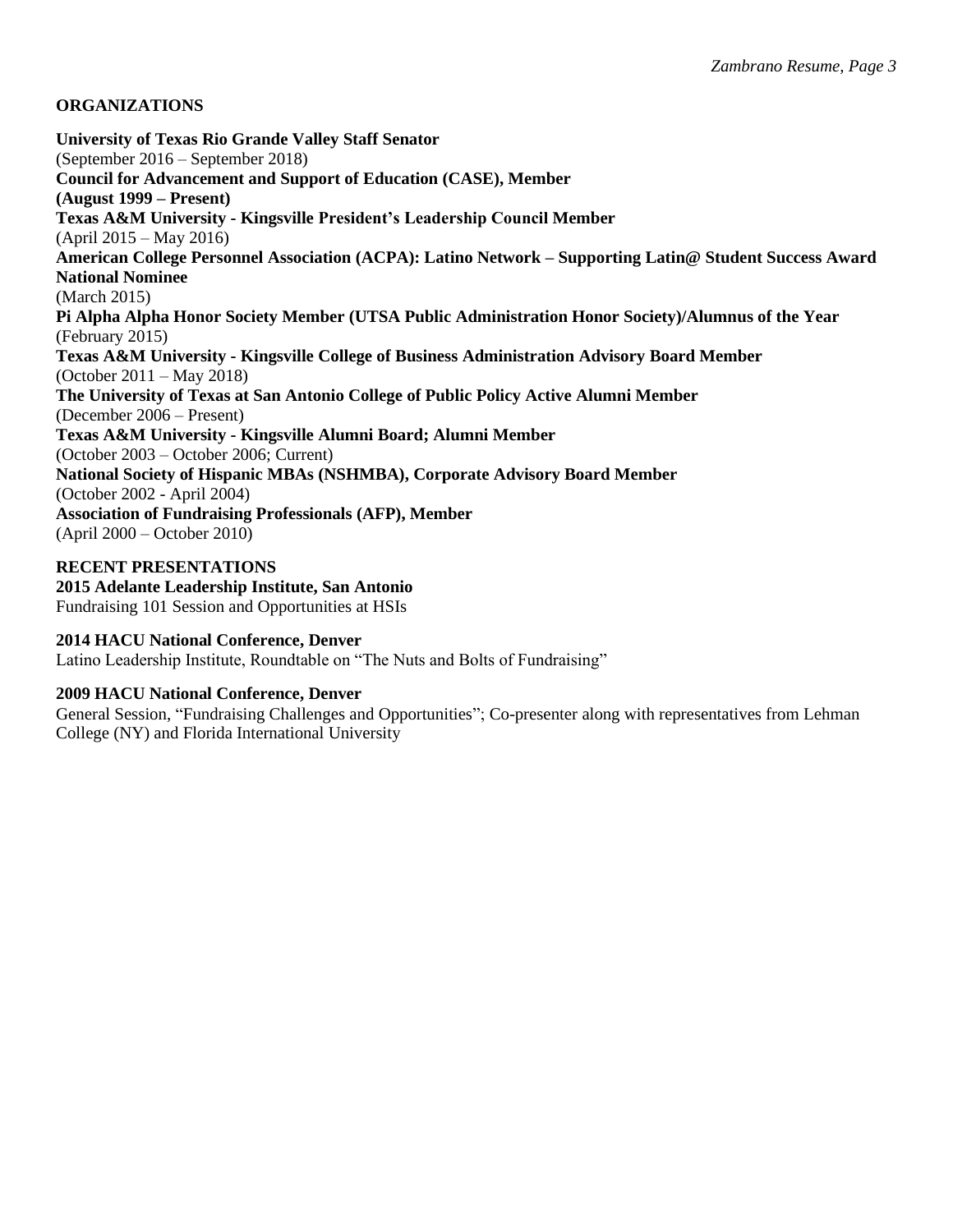## ORGANIZATIONS

**University of Texas Rio Grande Valley Staff Senator**
(September 2016 – September 2018)
**Council for Advancement and Support of Education (CASE), Member**
**(August 1999 – Present)**
**Texas A&M University - Kingsville President's Leadership Council Member**
(April 2015 – May 2016)
**American College Personnel Association (ACPA): Latino Network – Supporting Latin@ Student Success Award National Nominee**
(March 2015)
**Pi Alpha Alpha Honor Society Member (UTSA Public Administration Honor Society)/Alumnus of the Year**
(February 2015)
**Texas A&M University - Kingsville College of Business Administration Advisory Board Member**
(October 2011 – May 2018)
**The University of Texas at San Antonio College of Public Policy Active Alumni Member**
(December 2006 – Present)
**Texas A&M University - Kingsville Alumni Board; Alumni Member**
(October 2003 – October 2006; Current)
**National Society of Hispanic MBAs (NSHMBA), Corporate Advisory Board Member**
(October 2002 - April 2004)
**Association of Fundraising Professionals (AFP), Member**
(April 2000 – October 2010)

## RECENT PRESENTATIONS

**2015 Adelante Leadership Institute, San Antonio**
Fundraising 101 Session and Opportunities at HSIs

**2014 HACU National Conference, Denver**
Latino Leadership Institute, Roundtable on "The Nuts and Bolts of Fundraising"

**2009 HACU National Conference, Denver**
General Session, "Fundraising Challenges and Opportunities"; Co-presenter along with representatives from Lehman College (NY) and Florida International University